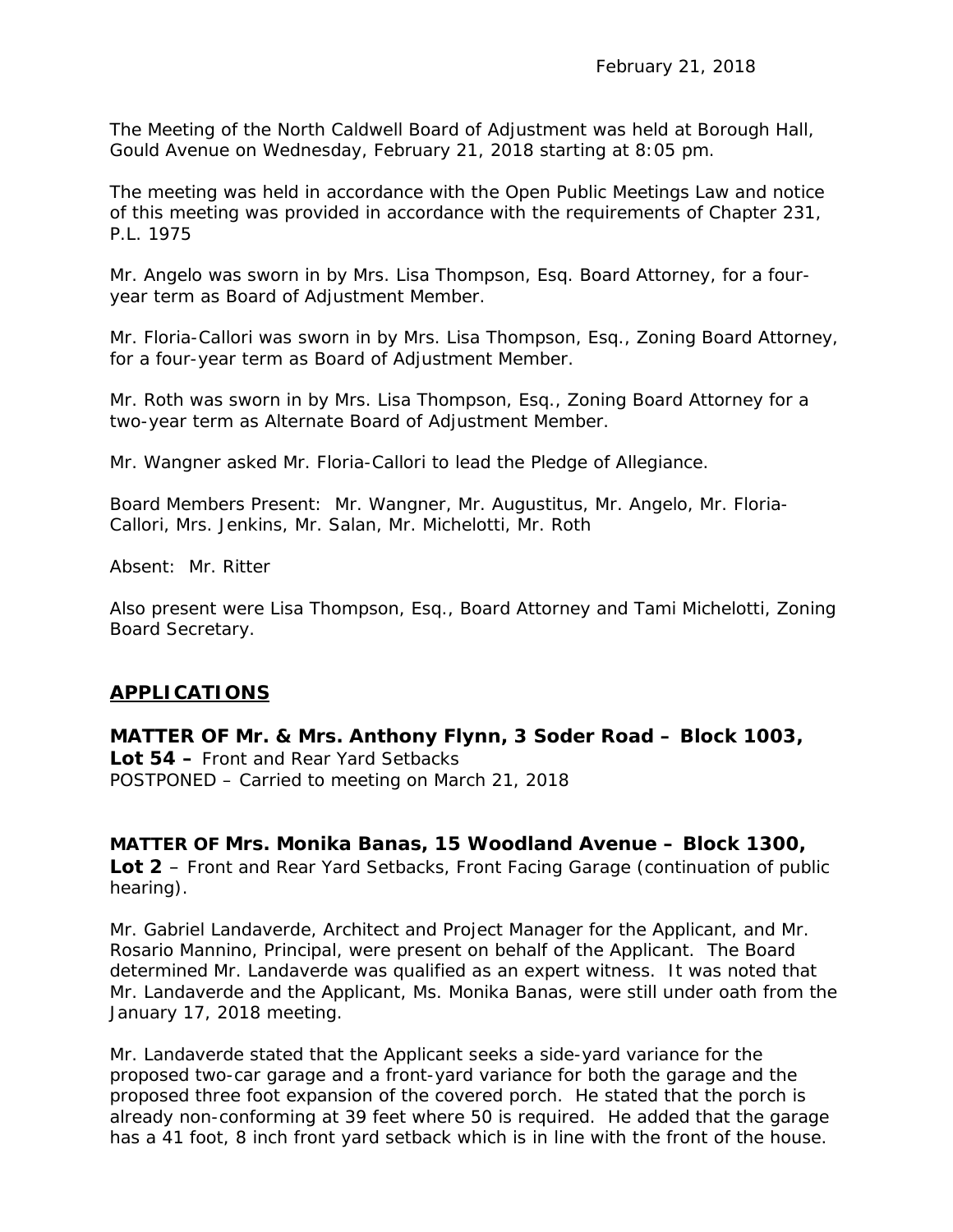February 21, 2018

The Meeting of the North Caldwell Board of Adjustment was held at Borough Hall, Gould Avenue on Wednesday, February 21, 2018 starting at 8:05 pm.

The meeting was held in accordance with the Open Public Meetings Law and notice of this meeting was provided in accordance with the requirements of Chapter 231, P.L. 1975

Mr. Angelo was sworn in by Mrs. Lisa Thompson, Esq. Board Attorney, for a four-year term as Board of Adjustment Member.

Mr. Floria-Callori was sworn in by Mrs. Lisa Thompson, Esq., Zoning Board Attorney, for a four-year term as Board of Adjustment Member.

Mr. Roth was sworn in by Mrs. Lisa Thompson, Esq., Zoning Board Attorney for a two-year term as Alternate Board of Adjustment Member.

Mr. Wangner asked Mr. Floria-Callori to lead the Pledge of Allegiance.

Board Members Present: Mr. Wangner, Mr. Augustitus, Mr. Angelo, Mr. Floria-Callori, Mrs. Jenkins, Mr. Salan, Mr. Michelotti, Mr. Roth

Absent: Mr. Ritter

Also present were Lisa Thompson, Esq., Board Attorney and Tami Michelotti, Zoning Board Secretary.

## APPLICATIONS

**MATTER OF Mr. & Mrs. Anthony Flynn, 3 Soder Road – Block 1003, Lot 54 –** Front and Rear Yard Setbacks
POSTPONED – Carried to meeting on March 21, 2018

**MATTER OF Mrs. Monika Banas, 15 Woodland Avenue – Block 1300, Lot 2** – Front and Rear Yard Setbacks, Front Facing Garage (continuation of public hearing).

Mr. Gabriel Landaverde, Architect and Project Manager for the Applicant, and Mr. Rosario Mannino, Principal, were present on behalf of the Applicant. The Board determined Mr. Landaverde was qualified as an expert witness. It was noted that Mr. Landaverde and the Applicant, Ms. Monika Banas, were still under oath from the January 17, 2018 meeting.

Mr. Landaverde stated that the Applicant seeks a side-yard variance for the proposed two-car garage and a front-yard variance for both the garage and the proposed three foot expansion of the covered porch. He stated that the porch is already non-conforming at 39 feet where 50 is required. He added that the garage has a 41 foot, 8 inch front yard setback which is in line with the front of the house.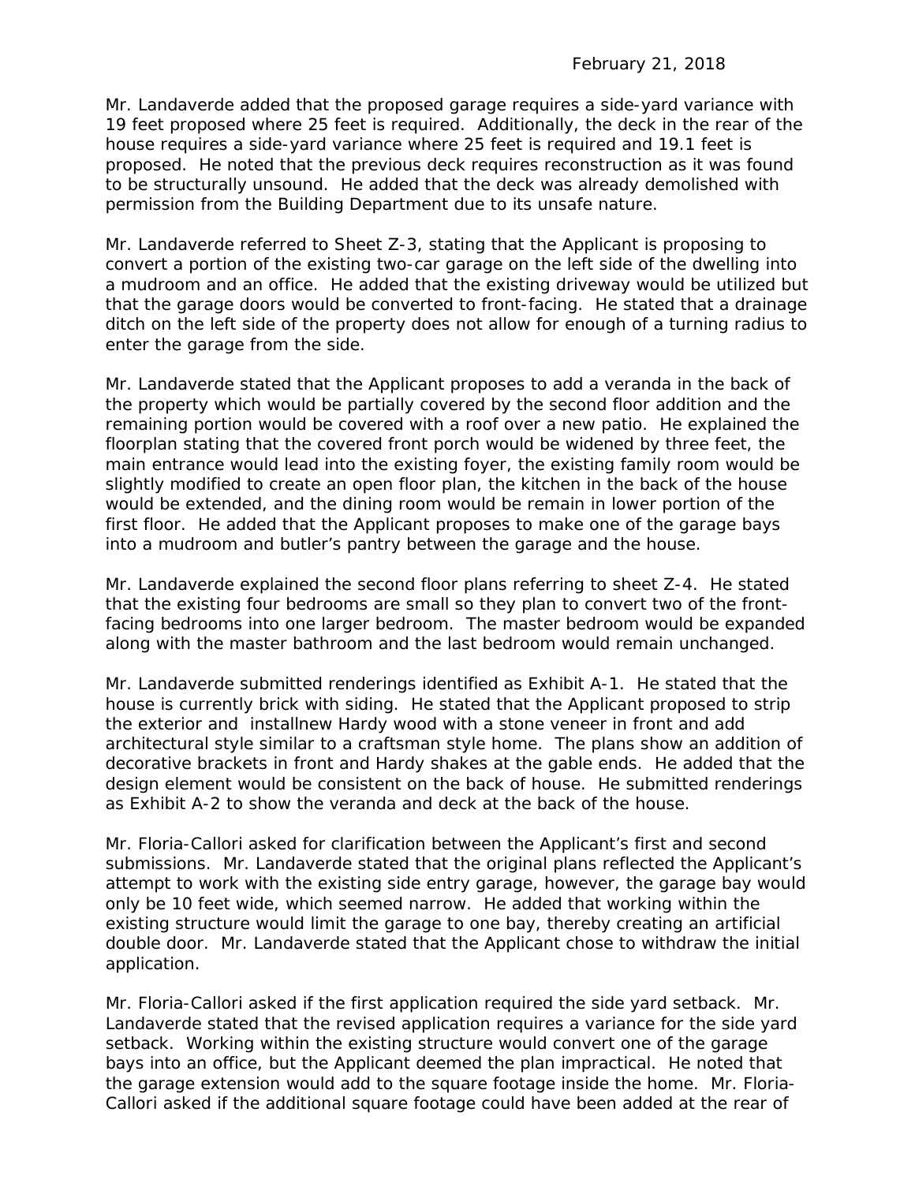Mr. Landaverde added that the proposed garage requires a side-yard variance with 19 feet proposed where 25 feet is required. Additionally, the deck in the rear of the house requires a side-yard variance where 25 feet is required and 19.1 feet is proposed. He noted that the previous deck requires reconstruction as it was found to be structurally unsound. He added that the deck was already demolished with permission from the Building Department due to its unsafe nature.

Mr. Landaverde referred to Sheet Z-3, stating that the Applicant is proposing to convert a portion of the existing two-car garage on the left side of the dwelling into a mudroom and an office. He added that the existing driveway would be utilized but that the garage doors would be converted to front-facing. He stated that a drainage ditch on the left side of the property does not allow for enough of a turning radius to enter the garage from the side.

Mr. Landaverde stated that the Applicant proposes to add a veranda in the back of the property which would be partially covered by the second floor addition and the remaining portion would be covered with a roof over a new patio. He explained the floorplan stating that the covered front porch would be widened by three feet, the main entrance would lead into the existing foyer, the existing family room would be slightly modified to create an open floor plan, the kitchen in the back of the house would be extended, and the dining room would be remain in lower portion of the first floor. He added that the Applicant proposes to make one of the garage bays into a mudroom and butler's pantry between the garage and the house.

Mr. Landaverde explained the second floor plans referring to sheet Z-4. He stated that the existing four bedrooms are small so they plan to convert two of the front-facing bedrooms into one larger bedroom. The master bedroom would be expanded along with the master bathroom and the last bedroom would remain unchanged.

Mr. Landaverde submitted renderings identified as Exhibit A-1. He stated that the house is currently brick with siding. He stated that the Applicant proposed to strip the exterior and installnew Hardy wood with a stone veneer in front and add architectural style similar to a craftsman style home. The plans show an addition of decorative brackets in front and Hardy shakes at the gable ends. He added that the design element would be consistent on the back of house. He submitted renderings as Exhibit A-2 to show the veranda and deck at the back of the house.

Mr. Floria-Callori asked for clarification between the Applicant's first and second submissions. Mr. Landaverde stated that the original plans reflected the Applicant's attempt to work with the existing side entry garage, however, the garage bay would only be 10 feet wide, which seemed narrow. He added that working within the existing structure would limit the garage to one bay, thereby creating an artificial double door. Mr. Landaverde stated that the Applicant chose to withdraw the initial application.

Mr. Floria-Callori asked if the first application required the side yard setback. Mr. Landaverde stated that the revised application requires a variance for the side yard setback. Working within the existing structure would convert one of the garage bays into an office, but the Applicant deemed the plan impractical. He noted that the garage extension would add to the square footage inside the home. Mr. Floria-Callori asked if the additional square footage could have been added at the rear of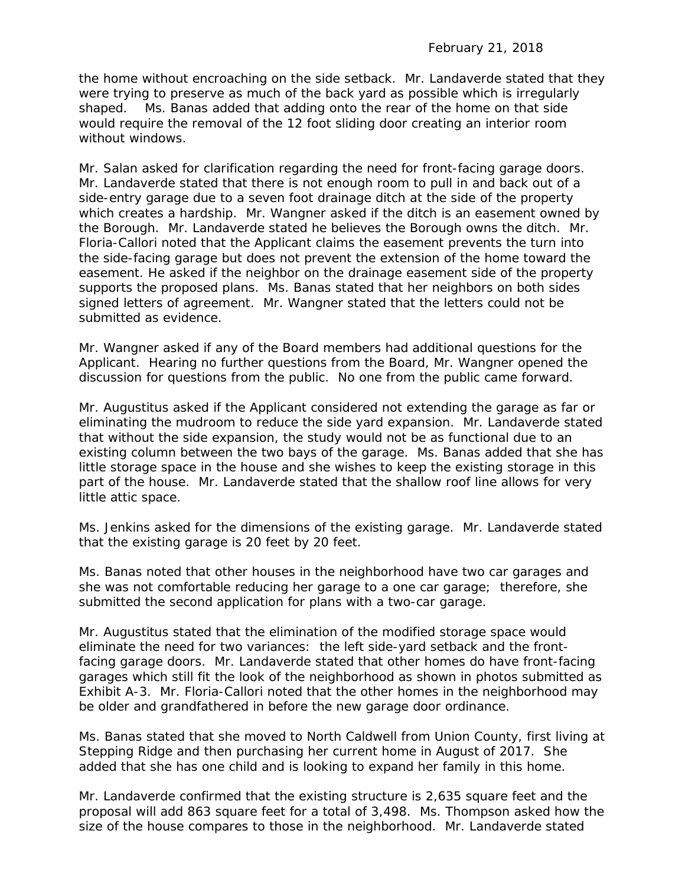the home without encroaching on the side setback. Mr. Landaverde stated that they were trying to preserve as much of the back yard as possible which is irregularly shaped. Ms. Banas added that adding onto the rear of the home on that side would require the removal of the 12 foot sliding door creating an interior room without windows.

Mr. Salan asked for clarification regarding the need for front-facing garage doors. Mr. Landaverde stated that there is not enough room to pull in and back out of a side-entry garage due to a seven foot drainage ditch at the side of the property which creates a hardship. Mr. Wangner asked if the ditch is an easement owned by the Borough. Mr. Landaverde stated he believes the Borough owns the ditch. Mr. Floria-Callori noted that the Applicant claims the easement prevents the turn into the side-facing garage but does not prevent the extension of the home toward the easement. He asked if the neighbor on the drainage easement side of the property supports the proposed plans. Ms. Banas stated that her neighbors on both sides signed letters of agreement. Mr. Wangner stated that the letters could not be submitted as evidence.

Mr. Wangner asked if any of the Board members had additional questions for the Applicant. Hearing no further questions from the Board, Mr. Wangner opened the discussion for questions from the public. No one from the public came forward.

Mr. Augustitus asked if the Applicant considered not extending the garage as far or eliminating the mudroom to reduce the side yard expansion. Mr. Landaverde stated that without the side expansion, the study would not be as functional due to an existing column between the two bays of the garage. Ms. Banas added that she has little storage space in the house and she wishes to keep the existing storage in this part of the house. Mr. Landaverde stated that the shallow roof line allows for very little attic space.

Ms. Jenkins asked for the dimensions of the existing garage. Mr. Landaverde stated that the existing garage is 20 feet by 20 feet.

Ms. Banas noted that other houses in the neighborhood have two car garages and she was not comfortable reducing her garage to a one car garage; therefore, she submitted the second application for plans with a two-car garage.

Mr. Augustitus stated that the elimination of the modified storage space would eliminate the need for two variances: the left side-yard setback and the front-facing garage doors. Mr. Landaverde stated that other homes do have front-facing garages which still fit the look of the neighborhood as shown in photos submitted as Exhibit A-3. Mr. Floria-Callori noted that the other homes in the neighborhood may be older and grandfathered in before the new garage door ordinance.

Ms. Banas stated that she moved to North Caldwell from Union County, first living at Stepping Ridge and then purchasing her current home in August of 2017. She added that she has one child and is looking to expand her family in this home.

Mr. Landaverde confirmed that the existing structure is 2,635 square feet and the proposal will add 863 square feet for a total of 3,498. Ms. Thompson asked how the size of the house compares to those in the neighborhood. Mr. Landaverde stated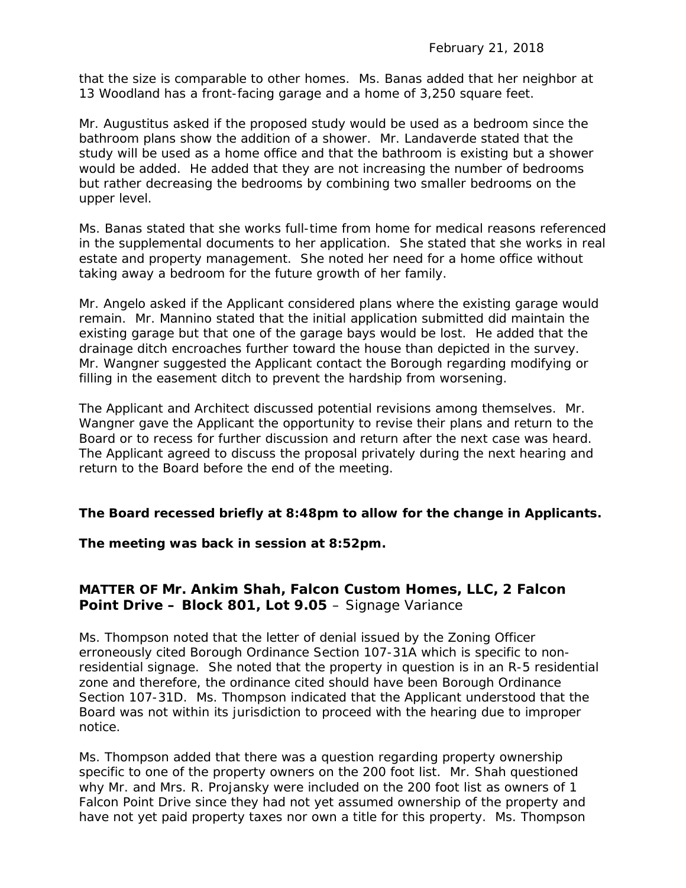that the size is comparable to other homes. Ms. Banas added that her neighbor at 13 Woodland has a front-facing garage and a home of 3,250 square feet.

Mr. Augustitus asked if the proposed study would be used as a bedroom since the bathroom plans show the addition of a shower. Mr. Landaverde stated that the study will be used as a home office and that the bathroom is existing but a shower would be added. He added that they are not increasing the number of bedrooms but rather decreasing the bedrooms by combining two smaller bedrooms on the upper level.

Ms. Banas stated that she works full-time from home for medical reasons referenced in the supplemental documents to her application. She stated that she works in real estate and property management. She noted her need for a home office without taking away a bedroom for the future growth of her family.

Mr. Angelo asked if the Applicant considered plans where the existing garage would remain. Mr. Mannino stated that the initial application submitted did maintain the existing garage but that one of the garage bays would be lost. He added that the drainage ditch encroaches further toward the house than depicted in the survey. Mr. Wangner suggested the Applicant contact the Borough regarding modifying or filling in the easement ditch to prevent the hardship from worsening.

The Applicant and Architect discussed potential revisions among themselves. Mr. Wangner gave the Applicant the opportunity to revise their plans and return to the Board or to recess for further discussion and return after the next case was heard. The Applicant agreed to discuss the proposal privately during the next hearing and return to the Board before the end of the meeting.

**The Board recessed briefly at 8:48pm to allow for the change in Applicants.**

**The meeting was back in session at 8:52pm.**

**MATTER OF Mr. Ankim Shah, Falcon Custom Homes, LLC, 2 Falcon Point Drive – Block 801, Lot 9.05** – Signage Variance

Ms. Thompson noted that the letter of denial issued by the Zoning Officer erroneously cited Borough Ordinance Section 107-31A which is specific to non-residential signage. She noted that the property in question is in an R-5 residential zone and therefore, the ordinance cited should have been Borough Ordinance Section 107-31D. Ms. Thompson indicated that the Applicant understood that the Board was not within its jurisdiction to proceed with the hearing due to improper notice.

Ms. Thompson added that there was a question regarding property ownership specific to one of the property owners on the 200 foot list. Mr. Shah questioned why Mr. and Mrs. R. Projansky were included on the 200 foot list as owners of 1 Falcon Point Drive since they had not yet assumed ownership of the property and have not yet paid property taxes nor own a title for this property. Ms. Thompson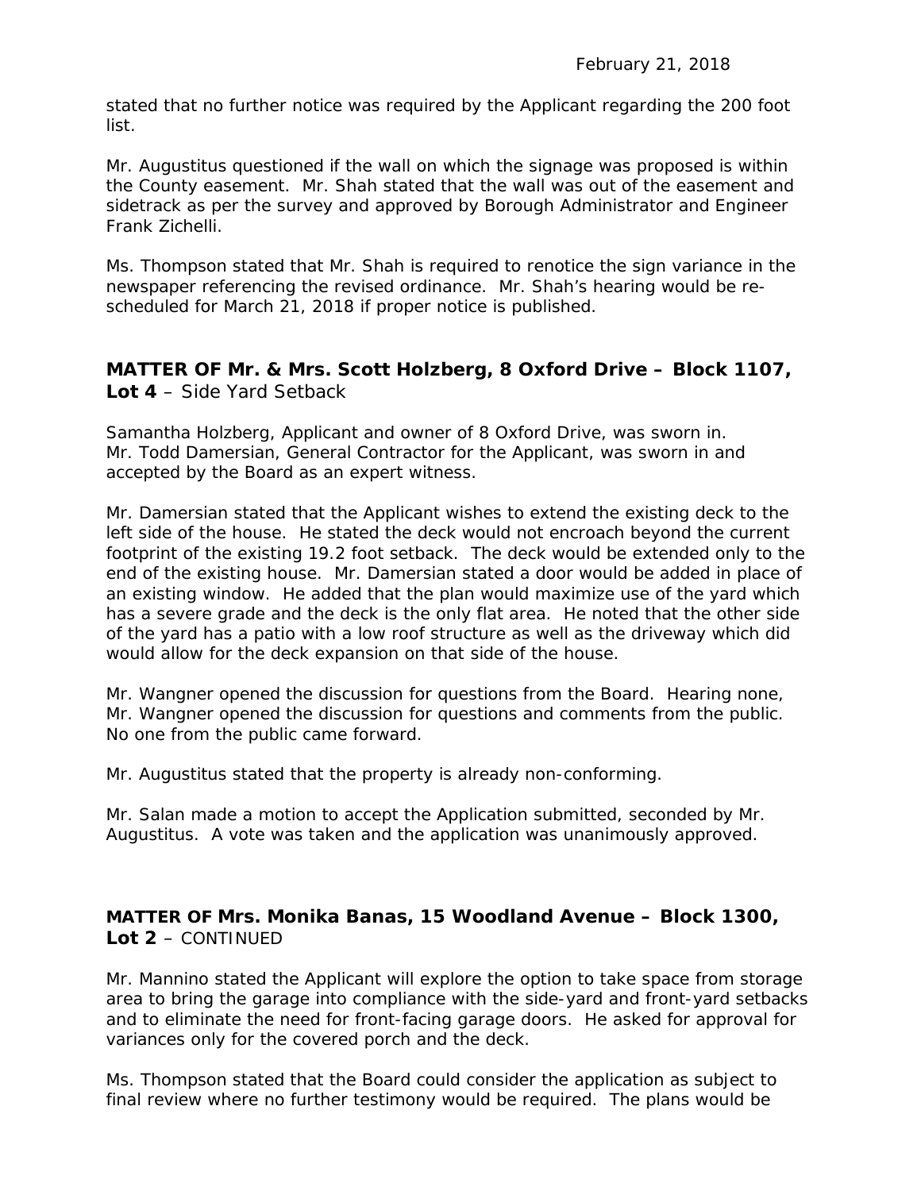stated that no further notice was required by the Applicant regarding the 200 foot list.

Mr. Augustitus questioned if the wall on which the signage was proposed is within the County easement. Mr. Shah stated that the wall was out of the easement and sidetrack as per the survey and approved by Borough Administrator and Engineer Frank Zichelli.

Ms. Thompson stated that Mr. Shah is required to renotice the sign variance in the newspaper referencing the revised ordinance. Mr. Shah's hearing would be re-scheduled for March 21, 2018 if proper notice is published.

## MATTER OF Mr. & Mrs. Scott Holzberg, 8 Oxford Drive – Block 1107, Lot 4 – Side Yard Setback

Samantha Holzberg, Applicant and owner of 8 Oxford Drive, was sworn in. Mr. Todd Damersian, General Contractor for the Applicant, was sworn in and accepted by the Board as an expert witness.

Mr. Damersian stated that the Applicant wishes to extend the existing deck to the left side of the house. He stated the deck would not encroach beyond the current footprint of the existing 19.2 foot setback. The deck would be extended only to the end of the existing house. Mr. Damersian stated a door would be added in place of an existing window. He added that the plan would maximize use of the yard which has a severe grade and the deck is the only flat area. He noted that the other side of the yard has a patio with a low roof structure as well as the driveway which did would allow for the deck expansion on that side of the house.

Mr. Wangner opened the discussion for questions from the Board. Hearing none, Mr. Wangner opened the discussion for questions and comments from the public. No one from the public came forward.

Mr. Augustitus stated that the property is already non-conforming.

Mr. Salan made a motion to accept the Application submitted, seconded by Mr. Augustitus. A vote was taken and the application was unanimously approved.

## MATTER OF Mrs. Monika Banas, 15 Woodland Avenue – Block 1300, Lot 2 – CONTINUED

Mr. Mannino stated the Applicant will explore the option to take space from storage area to bring the garage into compliance with the side-yard and front-yard setbacks and to eliminate the need for front-facing garage doors. He asked for approval for variances only for the covered porch and the deck.

Ms. Thompson stated that the Board could consider the application as subject to final review where no further testimony would be required. The plans would be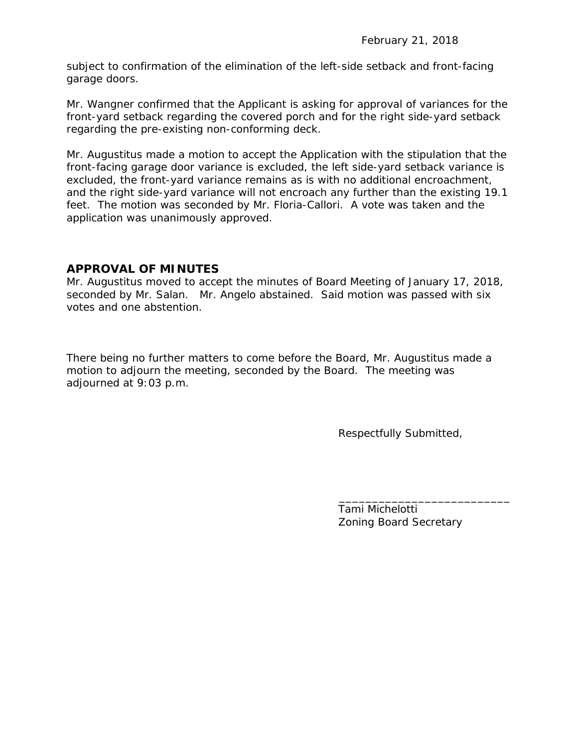subject to confirmation of the elimination of the left-side setback and front-facing garage doors.

Mr. Wangner confirmed that the Applicant is asking for approval of variances for the front-yard setback regarding the covered porch and for the right side-yard setback regarding the pre-existing non-conforming deck.

Mr. Augustitus made a motion to accept the Application with the stipulation that the front-facing garage door variance is excluded, the left side-yard setback variance is excluded, the front-yard variance remains as is with no additional encroachment, and the right side-yard variance will not encroach any further than the existing 19.1 feet. The motion was seconded by Mr. Floria-Callori. A vote was taken and the application was unanimously approved.

## APPROVAL OF MINUTES

Mr. Augustitus moved to accept the minutes of Board Meeting of January 17, 2018, seconded by Mr. Salan. Mr. Angelo abstained. Said motion was passed with six votes and one abstention.

There being no further matters to come before the Board, Mr. Augustitus made a motion to adjourn the meeting, seconded by the Board. The meeting was adjourned at 9:03 p.m.

Respectfully Submitted,

___________________________
Tami Michelotti
Zoning Board Secretary